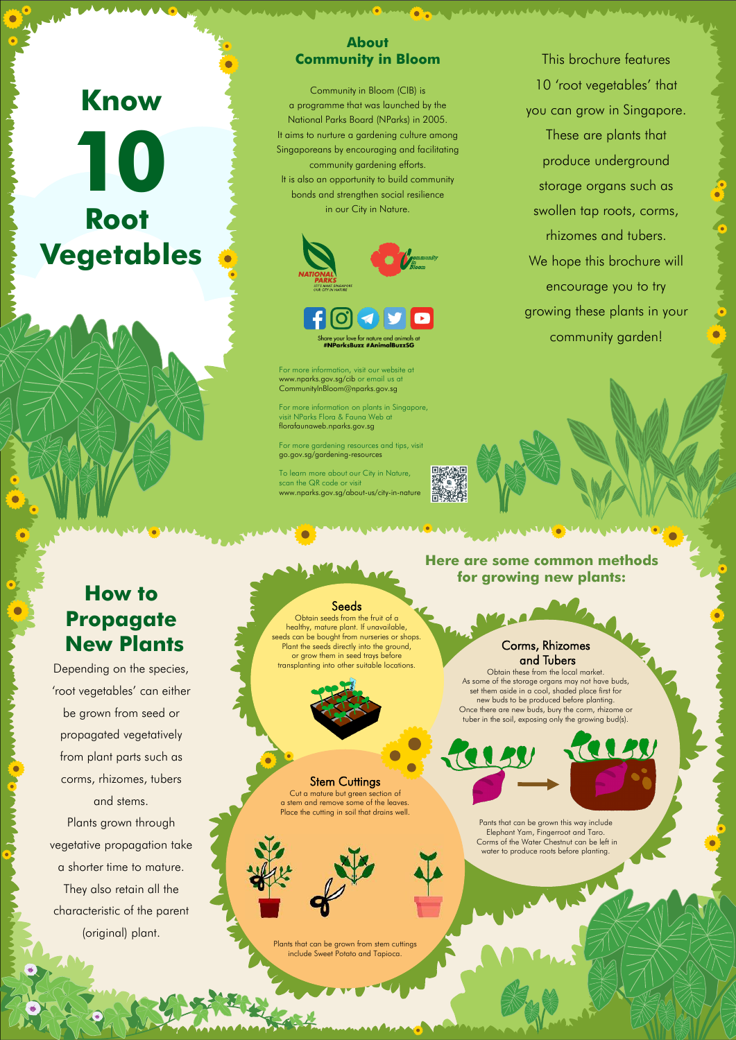# Know 10 Root Vegetables

## About Community in Bloom

Community in Bloom (CIB) is a programme that was launched by the National Parks Board (NParks) in 2005. It aims to nurture a gardening culture among Singaporeans by encouraging and facilitating community gardening efforts. It is also an opportunity to build community bonds and strengthen social resilience in our City in Nature.

Share your love for nature and animals at **#NParksBuzz #AnimalBuzzSG**

For more information, visit our website at www.nparks.gov.sg/cib or email us at CommunityInBloom@nparks.gov.sg

For more information on plants in Singapore, visit NParks Flora & Fauna Web at florafaunaweb.nparks.gov.sg

For more gardening resources and tips, visit go.gov.sg/gardening-resources

To learn more about our City in Nature, scan the QR code or visit www.nparks.gov.sg/about-us/city-in-nature

This brochure features 10 'root vegetables' that you can grow in Singapore. These are plants that produce underground storage organs such as swollen tap roots, corms, rhizomes and tubers. We hope this brochure will encourage you to try growing these plants in your community garden!

## How to Propagate New Plants

Depending on the species, 'root vegetables' can either be grown from seed or propagated vegetatively from plant parts such as corms, rhizomes, tubers and stems. Plants grown through vegetative propagation take a shorter time to mature. They also retain all the characteristic of the parent (original) plant.

## Here are some common methods for growing new plants:

### Seeds

Obtain seeds from the fruit of a healthy, mature plant. If unavailable, seeds can be bought from nurseries or shops. Plant the seeds directly into the ground, or grow them in seed trays before transplanting into other suitable locations.

### Corms, Rhizomes and Tubers

Obtain these from the local market. As some of the storage organs may not have buds, set them aside in a cool, shaded place first for new buds to be produced before planting. Once there are new buds, bury the corm, rhizome or tuber in the soil, exposing only the growing bud(s).

Pants that can be grown this way include Elephant Yam, Fingerroot and Taro. Corms of the Water Chestnut can be left in water to produce roots before planting.

### Stem Cuttings

Cut a mature but green section of a stem and remove some of the leaves. Place the cutting in soil that drains well.

Plants that can be grown from stem cuttings include Sweet Potato and Tapioca.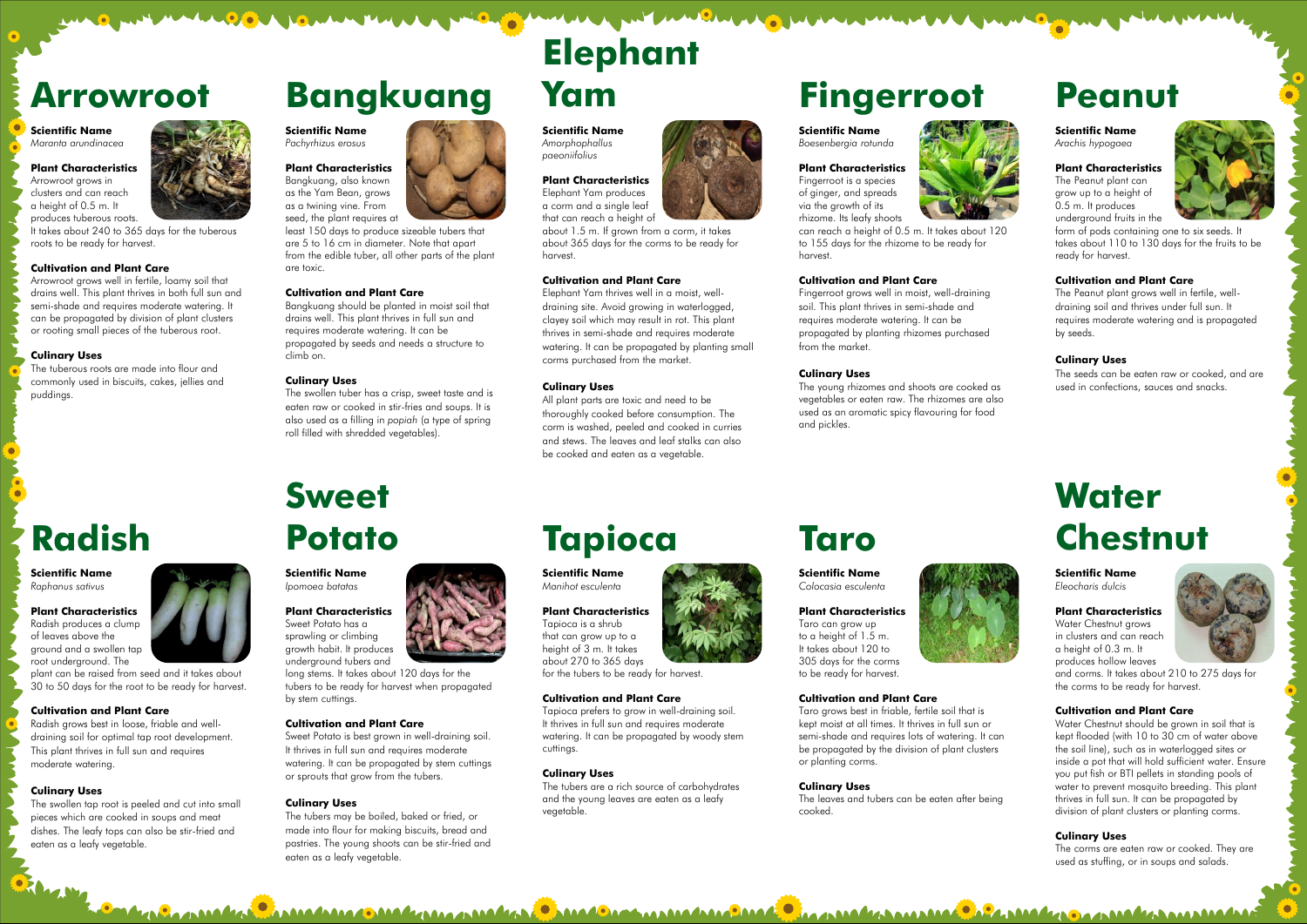# Arrowroot

**Scientific Name**
*Maranta arundinacea*

**Plant Characteristics**
Arrowroot grows in clusters and can reach a height of 0.5 m. It produces tuberous roots. It takes about 240 to 365 days for the tuberous roots to be ready for harvest.

**Cultivation and Plant Care**
Arrowroot grows well in fertile, loamy soil that drains well. This plant thrives in both full sun and semi-shade and requires moderate watering. It can be propagated by division of plant clusters or rooting small pieces of the tuberous root.

**Culinary Uses**
The tuberous roots are made into flour and commonly used in biscuits, cakes, jellies and puddings.

# Bangkuang

**Scientific Name**
*Pachyrhizus erosus*

**Plant Characteristics**
Bangkuang, also known as the Yam Bean, grows as a twining vine. From seed, the plant requires at least 150 days to produce sizeable tubers that are 5 to 16 cm in diameter. Note that apart from the edible tuber, all other parts of the plant are toxic.

**Cultivation and Plant Care**
Bangkuang should be planted in moist soil that drains well. This plant thrives in full sun and requires moderate watering. It can be propagated by seeds and needs a structure to climb on.

**Culinary Uses**
The swollen tuber has a crisp, sweet taste and is eaten raw or cooked in stir-fries and soups. It is also used as a filling in *popiah* (a type of spring roll filled with shredded vegetables).

# Elephant Yam

**Scientific Name**
*Amorphophallus paeoniifolius*

**Plant Characteristics**
Elephant Yam produces a corm and a single leaf that can reach a height of about 1.5 m. If grown from a corm, it takes about 365 days for the corms to be ready for harvest.

**Cultivation and Plant Care**
Elephant Yam thrives well in a moist, well-draining site. Avoid growing in waterlogged, clayey soil which may result in rot. This plant thrives in semi-shade and requires moderate watering. It can be propagated by planting small corms purchased from the market.

**Culinary Uses**
All plant parts are toxic and need to be thoroughly cooked before consumption. The corm is washed, peeled and cooked in curries and stews. The leaves and leaf stalks can also be cooked and eaten as a vegetable.

# Fingerroot

**Scientific Name**
*Boesenbergia rotunda*

**Plant Characteristics**
Fingerroot is a species of ginger, and spreads via the growth of its rhizome. Its leafy shoots can reach a height of 0.5 m. It takes about 120 to 155 days for the rhizome to be ready for harvest.

**Cultivation and Plant Care**
Fingerroot grows well in moist, well-draining soil. This plant thrives in semi-shade and requires moderate watering. It can be propagated by planting rhizomes purchased from the market.

**Culinary Uses**
The young rhizomes and shoots are cooked as vegetables or eaten raw. The rhizomes are also used as an aromatic spicy flavouring for food and pickles.

# Peanut

**Scientific Name**
*Arachis hypogaea*

**Plant Characteristics**
The Peanut plant can grow up to a height of 0.5 m. It produces underground fruits in the form of pods containing one to six seeds. It takes about 110 to 130 days for the fruits to be ready for harvest.

**Cultivation and Plant Care**
The Peanut plant grows well in fertile, well-draining soil and thrives under full sun. It requires moderate watering and is propagated by seeds.

**Culinary Uses**
The seeds can be eaten raw or cooked, and are used in confections, sauces and snacks.

# Radish

**Scientific Name**
*Raphanus sativus*

**Plant Characteristics**
Radish produces a clump of leaves above the ground and a swollen tap root underground. The plant can be raised from seed and it takes about 30 to 50 days for the root to be ready for harvest.

**Cultivation and Plant Care**
Radish grows best in loose, friable and well-draining soil for optimal tap root development. This plant thrives in full sun and requires moderate watering.

**Culinary Uses**
The swollen tap root is peeled and cut into small pieces which are cooked in soups and meat dishes. The leafy tops can also be stir-fried and eaten as a leafy vegetable.

# Sweet Potato

**Scientific Name**
*Ipomoea batatas*

**Plant Characteristics**
Sweet Potato has a sprawling or climbing growth habit. It produces underground tubers and long stems. It takes about 120 days for the tubers to be ready for harvest when propagated by stem cuttings.

**Cultivation and Plant Care**
Sweet Potato is best grown in well-draining soil. It thrives in full sun and requires moderate watering. It can be propagated by stem cuttings or sprouts that grow from the tubers.

**Culinary Uses**
The tubers may be boiled, baked or fried, or made into flour for making biscuits, bread and pastries. The young shoots can be stir-fried and eaten as a leafy vegetable.

# Tapioca

**Scientific Name**
*Manihot esculenta*

**Plant Characteristics**
Tapioca is a shrub that can grow up to a height of 3 m. It takes about 270 to 365 days for the tubers to be ready for harvest.

**Cultivation and Plant Care**
Tapioca prefers to grow in well-draining soil. It thrives in full sun and requires moderate watering. It can be propagated by woody stem cuttings.

**Culinary Uses**
The tubers are a rich source of carbohydrates and the young leaves are eaten as a leafy vegetable.

# Taro

**Scientific Name**
*Colocasia esculenta*

**Plant Characteristics**
Taro can grow up to a height of 1.5 m. It takes about 120 to 305 days for the corms to be ready for harvest.

**Cultivation and Plant Care**
Taro grows best in friable, fertile soil that is kept moist at all times. It thrives in full sun or semi-shade and requires lots of watering. It can be propagated by the division of plant clusters or planting corms.

**Culinary Uses**
The leaves and tubers can be eaten after being cooked.

# Water Chestnut

**Scientific Name**
*Eleocharis dulcis*

**Plant Characteristics**
Water Chestnut grows in clusters and can reach a height of 0.3 m. It produces hollow leaves and corms. It takes about 210 to 275 days for the corms to be ready for harvest.

**Cultivation and Plant Care**
Water Chestnut should be grown in soil that is kept flooded (with 10 to 30 cm of water above the soil line), such as in waterlogged sites or inside a pot that will hold sufficient water. Ensure you put fish or BTI pellets in standing pools of water to prevent mosquito breeding. This plant thrives in full sun. It can be propagated by division of plant clusters or planting corms.

**Culinary Uses**
The corms are eaten raw or cooked. They are used as stuffing, or in soups and salads.